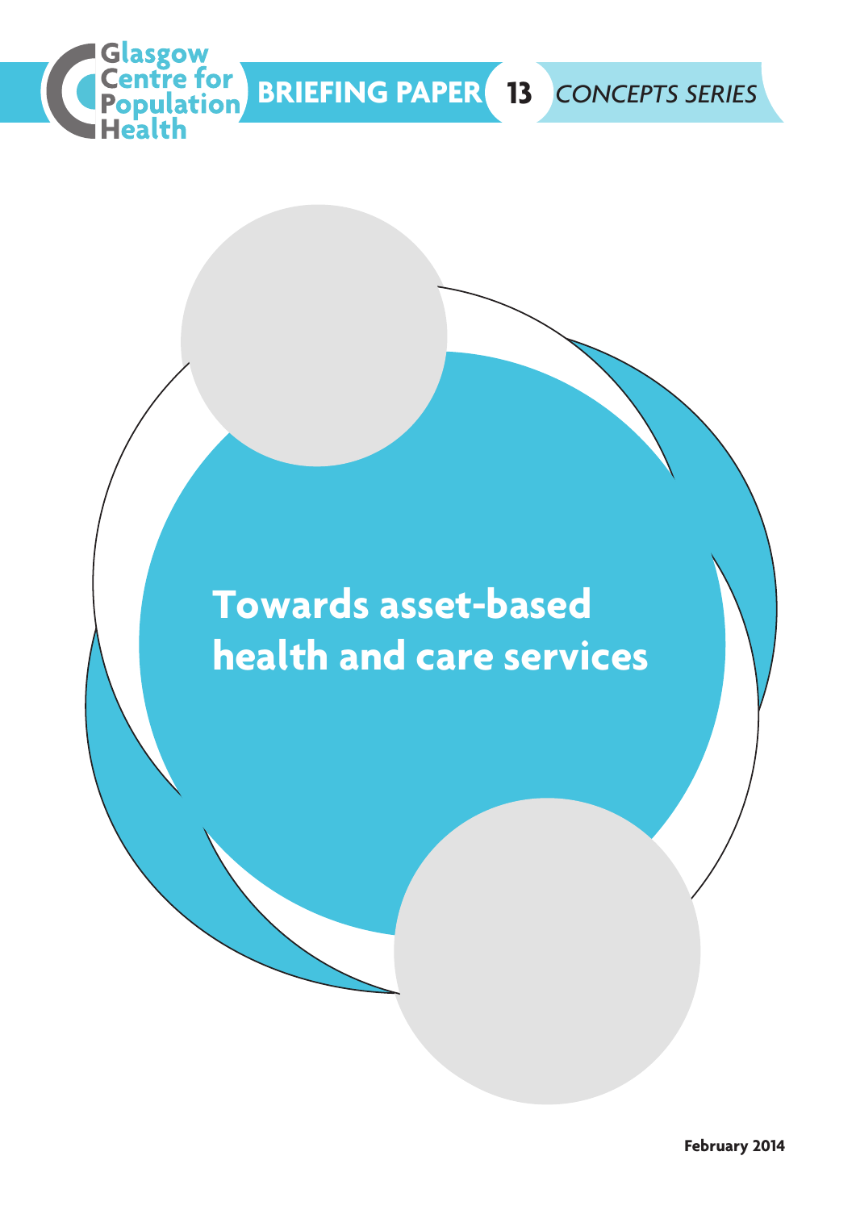Glasgow Centre for Population Health

BRIEFING PAPER 13 *CONCEPTS SERIES*

# Towards asset-based health and care services

**February 2014**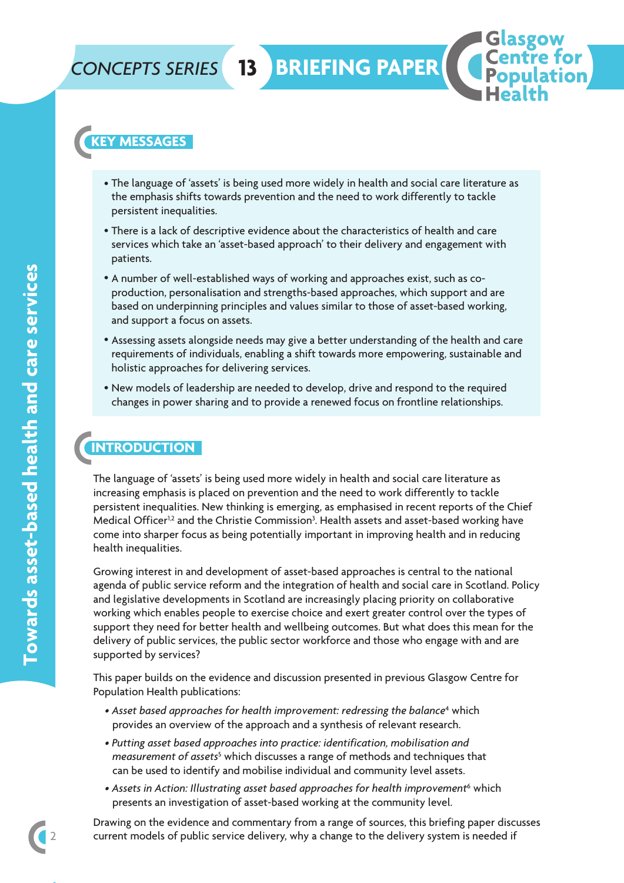## KEY MESSAGES

- The language of 'assets' is being used more widely in health and social care literature as the emphasis shifts towards prevention and the need to work differently to tackle persistent inequalities.
- There is a lack of descriptive evidence about the characteristics of health and care services which take an 'asset-based approach' to their delivery and engagement with patients.
- A number of well-established ways of working and approaches exist, such as co-production, personalisation and strengths-based approaches, which support and are based on underpinning principles and values similar to those of asset-based working, and support a focus on assets.
- Assessing assets alongside needs may give a better understanding of the health and care requirements of individuals, enabling a shift towards more empowering, sustainable and holistic approaches for delivering services.
- New models of leadership are needed to develop, drive and respond to the required changes in power sharing and to provide a renewed focus on frontline relationships.

## INTRODUCTION

The language of 'assets' is being used more widely in health and social care literature as increasing emphasis is placed on prevention and the need to work differently to tackle persistent inequalities. New thinking is emerging, as emphasised in recent reports of the Chief Medical Officer[1,2] and the Christie Commission[3]. Health assets and asset-based working have come into sharper focus as being potentially important in improving health and in reducing health inequalities.

Growing interest in and development of asset-based approaches is central to the national agenda of public service reform and the integration of health and social care in Scotland. Policy and legislative developments in Scotland are increasingly placing priority on collaborative working which enables people to exercise choice and exert greater control over the types of support they need for better health and wellbeing outcomes. But what does this mean for the delivery of public services, the public sector workforce and those who engage with and are supported by services?

This paper builds on the evidence and discussion presented in previous Glasgow Centre for Population Health publications:

- *Asset based approaches for health improvement: redressing the balance*[4] which provides an overview of the approach and a synthesis of relevant research.
- *Putting asset based approaches into practice: identification, mobilisation and measurement of assets*[5] which discusses a range of methods and techniques that can be used to identify and mobilise individual and community level assets.
- *Assets in Action: Illustrating asset based approaches for health improvement*[6] which presents an investigation of asset-based working at the community level.

Drawing on the evidence and commentary from a range of sources, this briefing paper discusses current models of public service delivery, why a change to the delivery system is needed if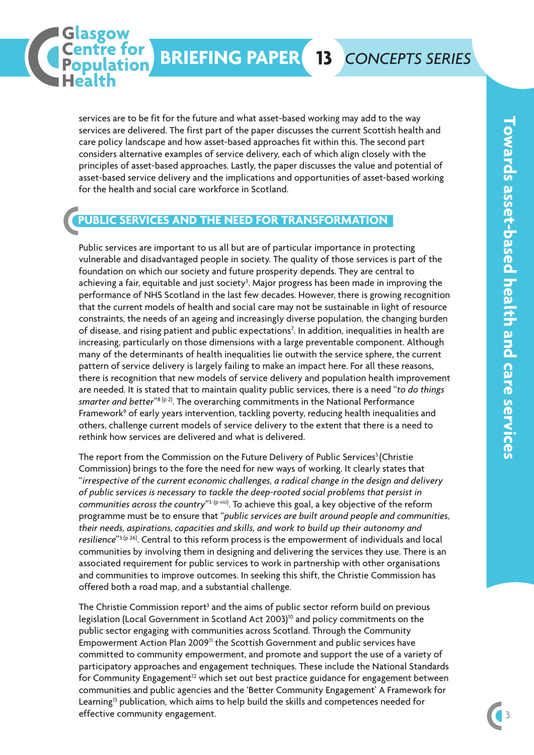services are to be fit for the future and what asset-based working may add to the way services are delivered. The first part of the paper discusses the current Scottish health and care policy landscape and how asset-based approaches fit within this. The second part considers alternative examples of service delivery, each of which align closely with the principles of asset-based approaches. Lastly, the paper discusses the value and potential of asset-based service delivery and the implications and opportunities of asset-based working for the health and social care workforce in Scotland.

## PUBLIC SERVICES AND THE NEED FOR TRANSFORMATION

Public services are important to us all but are of particular importance in protecting vulnerable and disadvantaged people in society. The quality of those services is part of the foundation on which our society and future prosperity depends. They are central to achieving a fair, equitable and just society[3]. Major progress has been made in improving the performance of NHS Scotland in the last few decades. However, there is growing recognition that the current models of health and social care may not be sustainable in light of resource constraints, the needs of an ageing and increasingly diverse population, the changing burden of disease, and rising patient and public expectations[7]. In addition, inequalities in health are increasing, particularly on those dimensions with a large preventable component. Although many of the determinants of health inequalities lie outwith the service sphere, the current pattern of service delivery is largely failing to make an impact here. For all these reasons, there is recognition that new models of service delivery and population health improvement are needed. It is stated that to maintain quality public services, there is a need "*to do things smarter and better*"[8 (p 2)]. The overarching commitments in the National Performance Framework[9] of early years intervention, tackling poverty, reducing health inequalities and others, challenge current models of service delivery to the extent that there is a need to rethink how services are delivered and what is delivered.

The report from the Commission on the Future Delivery of Public Services[3] (Christie Commission) brings to the fore the need for new ways of working. It clearly states that "*irrespective of the current economic challenges, a radical change in the design and delivery of public services is necessary to tackle the deep-rooted social problems that persist in communities across the country*"[3 (p viii)]. To achieve this goal, a key objective of the reform programme must be to ensure that "*public services are built around people and communities, their needs, aspirations, capacities and skills, and work to build up their autonomy and resilience*"[3 (p 26)]. Central to this reform process is the empowerment of individuals and local communities by involving them in designing and delivering the services they use. There is an associated requirement for public services to work in partnership with other organisations and communities to improve outcomes. In seeking this shift, the Christie Commission has offered both a road map, and a substantial challenge.

The Christie Commission report[3] and the aims of public sector reform build on previous legislation (Local Government in Scotland Act 2003)[10] and policy commitments on the public sector engaging with communities across Scotland. Through the Community Empowerment Action Plan 2009[11] the Scottish Government and public services have committed to community empowerment, and promote and support the use of a variety of participatory approaches and engagement techniques. These include the National Standards for Community Engagement[12] which set out best practice guidance for engagement between communities and public agencies and the 'Better Community Engagement' A Framework for Learning[13] publication, which aims to help build the skills and competences needed for effective community engagement.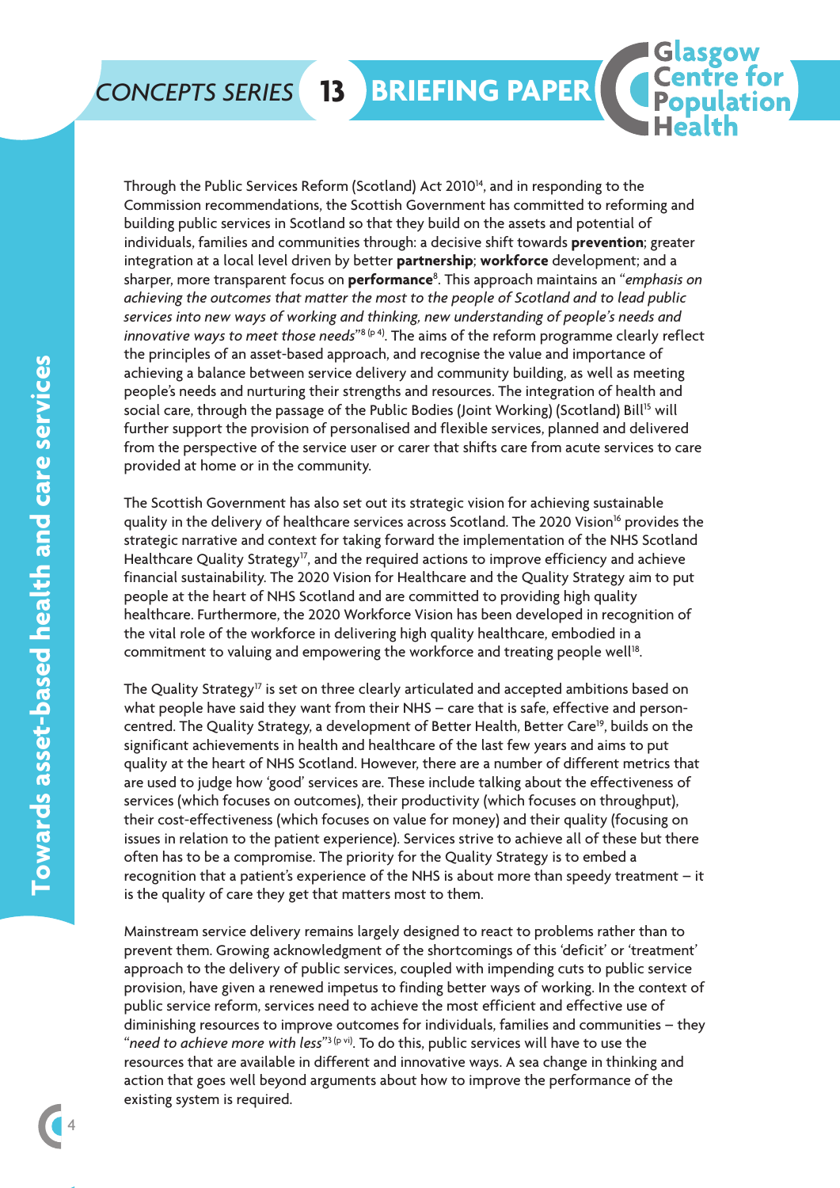Through the Public Services Reform (Scotland) Act 2010[14], and in responding to the Commission recommendations, the Scottish Government has committed to reforming and building public services in Scotland so that they build on the assets and potential of individuals, families and communities through: a decisive shift towards **prevention**; greater integration at a local level driven by better **partnership**; **workforce** development; and a sharper, more transparent focus on **performance**[8]. This approach maintains an "*emphasis on achieving the outcomes that matter the most to the people of Scotland and to lead public services into new ways of working and thinking, new understanding of people's needs and innovative ways to meet those needs*"[8 (p 4)]. The aims of the reform programme clearly reflect the principles of an asset-based approach, and recognise the value and importance of achieving a balance between service delivery and community building, as well as meeting people's needs and nurturing their strengths and resources. The integration of health and social care, through the passage of the Public Bodies (Joint Working) (Scotland) Bill[15] will further support the provision of personalised and flexible services, planned and delivered from the perspective of the service user or carer that shifts care from acute services to care provided at home or in the community.

The Scottish Government has also set out its strategic vision for achieving sustainable quality in the delivery of healthcare services across Scotland. The 2020 Vision[16] provides the strategic narrative and context for taking forward the implementation of the NHS Scotland Healthcare Quality Strategy[17], and the required actions to improve efficiency and achieve financial sustainability. The 2020 Vision for Healthcare and the Quality Strategy aim to put people at the heart of NHS Scotland and are committed to providing high quality healthcare. Furthermore, the 2020 Workforce Vision has been developed in recognition of the vital role of the workforce in delivering high quality healthcare, embodied in a commitment to valuing and empowering the workforce and treating people well[18].

The Quality Strategy[17] is set on three clearly articulated and accepted ambitions based on what people have said they want from their NHS – care that is safe, effective and person-centred. The Quality Strategy, a development of Better Health, Better Care[19], builds on the significant achievements in health and healthcare of the last few years and aims to put quality at the heart of NHS Scotland. However, there are a number of different metrics that are used to judge how 'good' services are. These include talking about the effectiveness of services (which focuses on outcomes), their productivity (which focuses on throughput), their cost-effectiveness (which focuses on value for money) and their quality (focusing on issues in relation to the patient experience). Services strive to achieve all of these but there often has to be a compromise. The priority for the Quality Strategy is to embed a recognition that a patient's experience of the NHS is about more than speedy treatment – it is the quality of care they get that matters most to them.

Mainstream service delivery remains largely designed to react to problems rather than to prevent them. Growing acknowledgment of the shortcomings of this 'deficit' or 'treatment' approach to the delivery of public services, coupled with impending cuts to public service provision, have given a renewed impetus to finding better ways of working. In the context of public service reform, services need to achieve the most efficient and effective use of diminishing resources to improve outcomes for individuals, families and communities – they "*need to achieve more with less*"[3 (p vi)]. To do this, public services will have to use the resources that are available in different and innovative ways. A sea change in thinking and action that goes well beyond arguments about how to improve the performance of the existing system is required.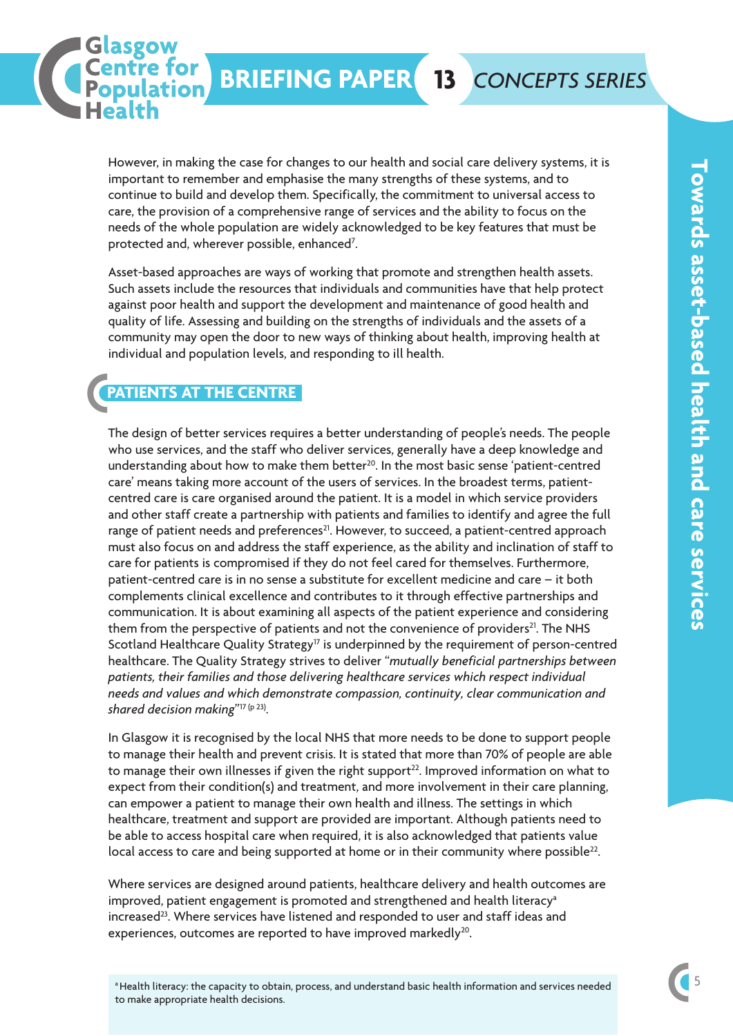However, in making the case for changes to our health and social care delivery systems, it is important to remember and emphasise the many strengths of these systems, and to continue to build and develop them. Specifically, the commitment to universal access to care, the provision of a comprehensive range of services and the ability to focus on the needs of the whole population are widely acknowledged to be key features that must be protected and, wherever possible, enhanced[7].

Asset-based approaches are ways of working that promote and strengthen health assets. Such assets include the resources that individuals and communities have that help protect against poor health and support the development and maintenance of good health and quality of life. Assessing and building on the strengths of individuals and the assets of a community may open the door to new ways of thinking about health, improving health at individual and population levels, and responding to ill health.

## PATIENTS AT THE CENTRE

The design of better services requires a better understanding of people's needs. The people who use services, and the staff who deliver services, generally have a deep knowledge and understanding about how to make them better[20]. In the most basic sense 'patient-centred care' means taking more account of the users of services. In the broadest terms, patient-centred care is care organised around the patient. It is a model in which service providers and other staff create a partnership with patients and families to identify and agree the full range of patient needs and preferences[21]. However, to succeed, a patient-centred approach must also focus on and address the staff experience, as the ability and inclination of staff to care for patients is compromised if they do not feel cared for themselves. Furthermore, patient-centred care is in no sense a substitute for excellent medicine and care – it both complements clinical excellence and contributes to it through effective partnerships and communication. It is about examining all aspects of the patient experience and considering them from the perspective of patients and not the convenience of providers[21]. The NHS Scotland Healthcare Quality Strategy[17] is underpinned by the requirement of person-centred healthcare. The Quality Strategy strives to deliver "*mutually beneficial partnerships between patients, their families and those delivering healthcare services which respect individual needs and values and which demonstrate compassion, continuity, clear communication and shared decision making*"[17 (p 23)].

In Glasgow it is recognised by the local NHS that more needs to be done to support people to manage their health and prevent crisis. It is stated that more than 70% of people are able to manage their own illnesses if given the right support[22]. Improved information on what to expect from their condition(s) and treatment, and more involvement in their care planning, can empower a patient to manage their own health and illness. The settings in which healthcare, treatment and support are provided are important. Although patients need to be able to access hospital care when required, it is also acknowledged that patients value local access to care and being supported at home or in their community where possible[22].

Where services are designed around patients, healthcare delivery and health outcomes are improved, patient engagement is promoted and strengthened and health literacy[a] increased[23]. Where services have listened and responded to user and staff ideas and experiences, outcomes are reported to have improved markedly[20].

[a] Health literacy: the capacity to obtain, process, and understand basic health information and services needed to make appropriate health decisions.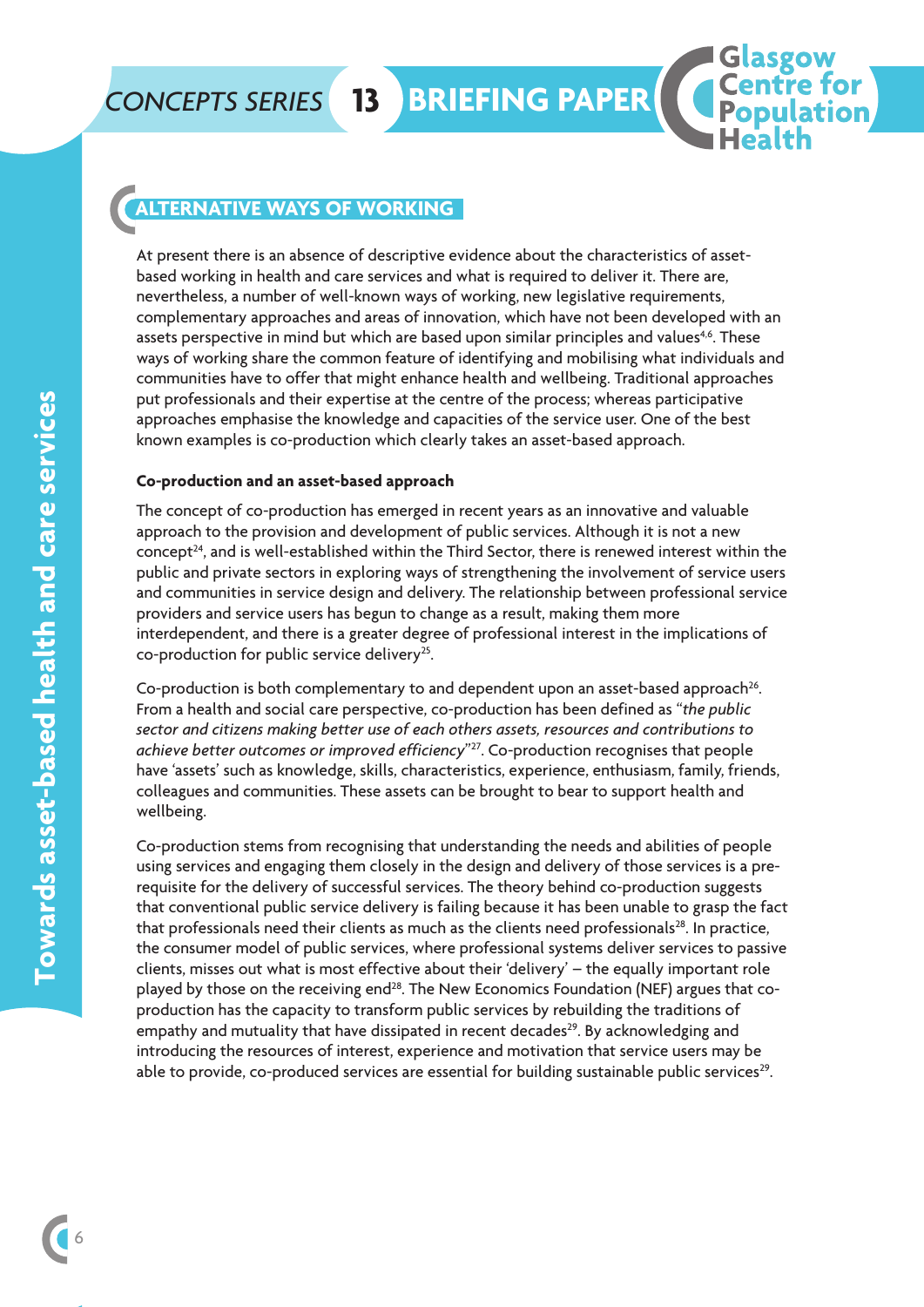## ALTERNATIVE WAYS OF WORKING

At present there is an absence of descriptive evidence about the characteristics of asset-based working in health and care services and what is required to deliver it. There are, nevertheless, a number of well-known ways of working, new legislative requirements, complementary approaches and areas of innovation, which have not been developed with an assets perspective in mind but which are based upon similar principles and values[4,6]. These ways of working share the common feature of identifying and mobilising what individuals and communities have to offer that might enhance health and wellbeing. Traditional approaches put professionals and their expertise at the centre of the process; whereas participative approaches emphasise the knowledge and capacities of the service user. One of the best known examples is co-production which clearly takes an asset-based approach.

### Co-production and an asset-based approach

The concept of co-production has emerged in recent years as an innovative and valuable approach to the provision and development of public services. Although it is not a new concept[24], and is well-established within the Third Sector, there is renewed interest within the public and private sectors in exploring ways of strengthening the involvement of service users and communities in service design and delivery. The relationship between professional service providers and service users has begun to change as a result, making them more interdependent, and there is a greater degree of professional interest in the implications of co-production for public service delivery[25].

Co-production is both complementary to and dependent upon an asset-based approach[26]. From a health and social care perspective, co-production has been defined as *"the public sector and citizens making better use of each others assets, resources and contributions to achieve better outcomes or improved efficiency"*[27]. Co-production recognises that people have 'assets' such as knowledge, skills, characteristics, experience, enthusiasm, family, friends, colleagues and communities. These assets can be brought to bear to support health and wellbeing.

Co-production stems from recognising that understanding the needs and abilities of people using services and engaging them closely in the design and delivery of those services is a pre-requisite for the delivery of successful services. The theory behind co-production suggests that conventional public service delivery is failing because it has been unable to grasp the fact that professionals need their clients as much as the clients need professionals[28]. In practice, the consumer model of public services, where professional systems deliver services to passive clients, misses out what is most effective about their 'delivery' – the equally important role played by those on the receiving end[28]. The New Economics Foundation (NEF) argues that co-production has the capacity to transform public services by rebuilding the traditions of empathy and mutuality that have dissipated in recent decades[29]. By acknowledging and introducing the resources of interest, experience and motivation that service users may be able to provide, co-produced services are essential for building sustainable public services[29].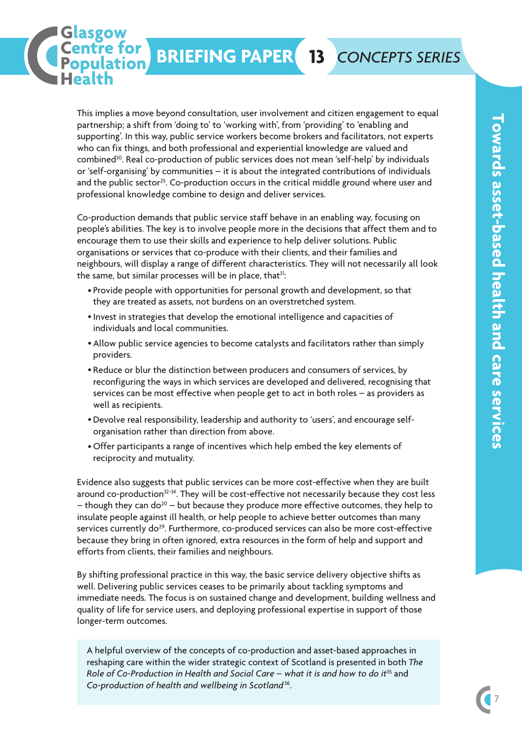This implies a move beyond consultation, user involvement and citizen engagement to equal partnership; a shift from 'doing to' to 'working with', from 'providing' to 'enabling and supporting'. In this way, public service workers become brokers and facilitators, not experts who can fix things, and both professional and experiential knowledge are valued and combined[30]. Real co-production of public services does not mean 'self-help' by individuals or 'self-organising' by communities – it is about the integrated contributions of individuals and the public sector[25]. Co-production occurs in the critical middle ground where user and professional knowledge combine to design and deliver services.

Co-production demands that public service staff behave in an enabling way, focusing on people's abilities. The key is to involve people more in the decisions that affect them and to encourage them to use their skills and experience to help deliver solutions. Public organisations or services that co-produce with their clients, and their families and neighbours, will display a range of different characteristics. They will not necessarily all look the same, but similar processes will be in place, that[31]:

- Provide people with opportunities for personal growth and development, so that they are treated as assets, not burdens on an overstretched system.
- Invest in strategies that develop the emotional intelligence and capacities of individuals and local communities.
- Allow public service agencies to become catalysts and facilitators rather than simply providers.
- Reduce or blur the distinction between producers and consumers of services, by reconfiguring the ways in which services are developed and delivered, recognising that services can be most effective when people get to act in both roles – as providers as well as recipients.
- Devolve real responsibility, leadership and authority to 'users', and encourage self-organisation rather than direction from above.
- Offer participants a range of incentives which help embed the key elements of reciprocity and mutuality.

Evidence also suggests that public services can be more cost-effective when they are built around co-production[32-34]. They will be cost-effective not necessarily because they cost less – though they can do[20] – but because they produce more effective outcomes, they help to insulate people against ill health, or help people to achieve better outcomes than many services currently do[29]. Furthermore, co-produced services can also be more cost-effective because they bring in often ignored, extra resources in the form of help and support and efforts from clients, their families and neighbours.

By shifting professional practice in this way, the basic service delivery objective shifts as well. Delivering public services ceases to be primarily about tackling symptoms and immediate needs. The focus is on sustained change and development, building wellness and quality of life for service users, and deploying professional expertise in support of those longer-term outcomes.

> A helpful overview of the concepts of co-production and asset-based approaches in reshaping care within the wider strategic context of Scotland is presented in both *The Role of Co-Production in Health and Social Care – what it is and how to do it*[35] and *Co-production of health and wellbeing in Scotland*[36].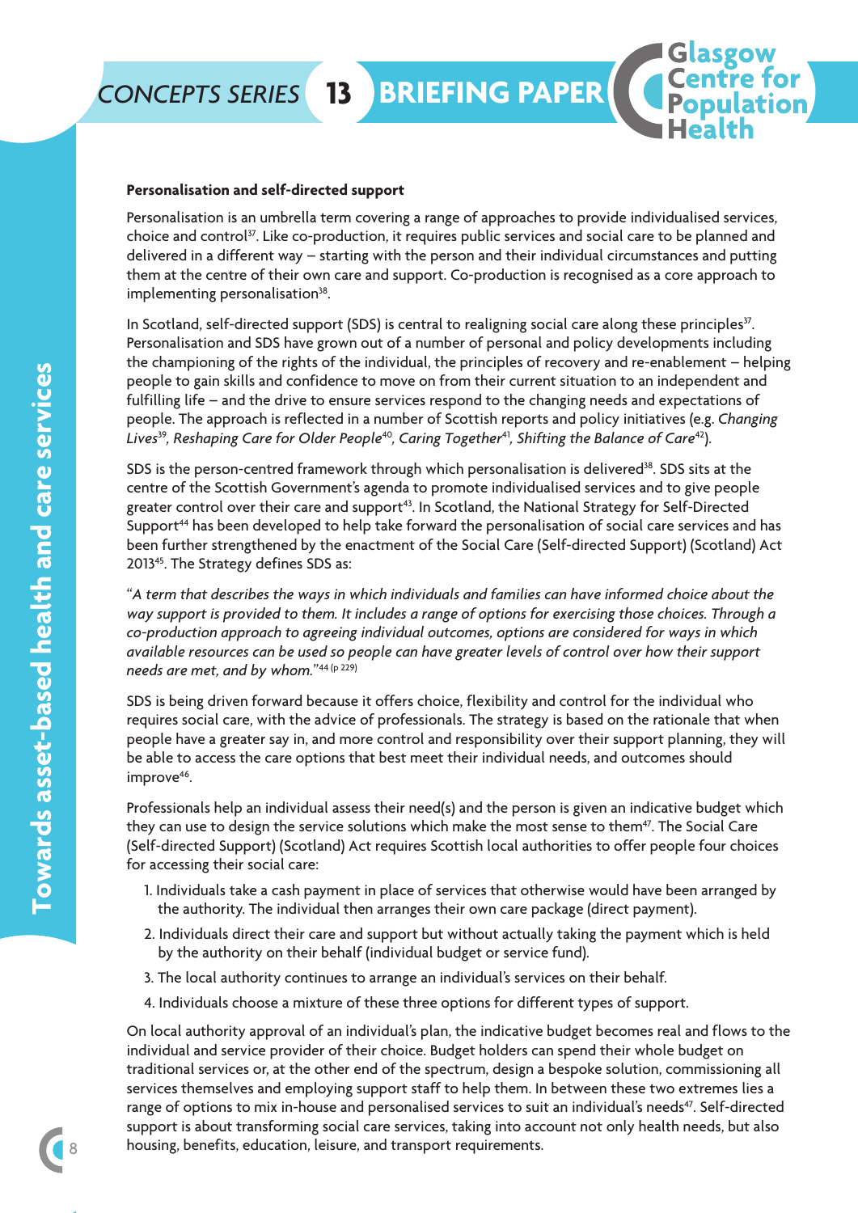**Personalisation and self-directed support**

Personalisation is an umbrella term covering a range of approaches to provide individualised services, choice and control[37]. Like co-production, it requires public services and social care to be planned and delivered in a different way – starting with the person and their individual circumstances and putting them at the centre of their own care and support. Co-production is recognised as a core approach to implementing personalisation[38].

In Scotland, self-directed support (SDS) is central to realigning social care along these principles[37]. Personalisation and SDS have grown out of a number of personal and policy developments including the championing of the rights of the individual, the principles of recovery and re-enablement – helping people to gain skills and confidence to move on from their current situation to an independent and fulfilling life – and the drive to ensure services respond to the changing needs and expectations of people. The approach is reflected in a number of Scottish reports and policy initiatives (e.g. *Changing Lives*[39], *Reshaping Care for Older People*[40], *Caring Together*[41], *Shifting the Balance of Care*[42]).

SDS is the person-centred framework through which personalisation is delivered[38]. SDS sits at the centre of the Scottish Government's agenda to promote individualised services and to give people greater control over their care and support[43]. In Scotland, the National Strategy for Self-Directed Support[44] has been developed to help take forward the personalisation of social care services and has been further strengthened by the enactment of the Social Care (Self-directed Support) (Scotland) Act 2013[45]. The Strategy defines SDS as:

"*A term that describes the ways in which individuals and families can have informed choice about the way support is provided to them. It includes a range of options for exercising those choices. Through a co-production approach to agreeing individual outcomes, options are considered for ways in which available resources can be used so people can have greater levels of control over how their support needs are met, and by whom.*"[44 (p 229)]

SDS is being driven forward because it offers choice, flexibility and control for the individual who requires social care, with the advice of professionals. The strategy is based on the rationale that when people have a greater say in, and more control and responsibility over their support planning, they will be able to access the care options that best meet their individual needs, and outcomes should improve[46].

Professionals help an individual assess their need(s) and the person is given an indicative budget which they can use to design the service solutions which make the most sense to them[47]. The Social Care (Self-directed Support) (Scotland) Act requires Scottish local authorities to offer people four choices for accessing their social care:

1. Individuals take a cash payment in place of services that otherwise would have been arranged by the authority. The individual then arranges their own care package (direct payment).
2. Individuals direct their care and support but without actually taking the payment which is held by the authority on their behalf (individual budget or service fund).
3. The local authority continues to arrange an individual's services on their behalf.
4. Individuals choose a mixture of these three options for different types of support.

On local authority approval of an individual's plan, the indicative budget becomes real and flows to the individual and service provider of their choice. Budget holders can spend their whole budget on traditional services or, at the other end of the spectrum, design a bespoke solution, commissioning all services themselves and employing support staff to help them. In between these two extremes lies a range of options to mix in-house and personalised services to suit an individual's needs[47]. Self-directed support is about transforming social care services, taking into account not only health needs, but also housing, benefits, education, leisure, and transport requirements.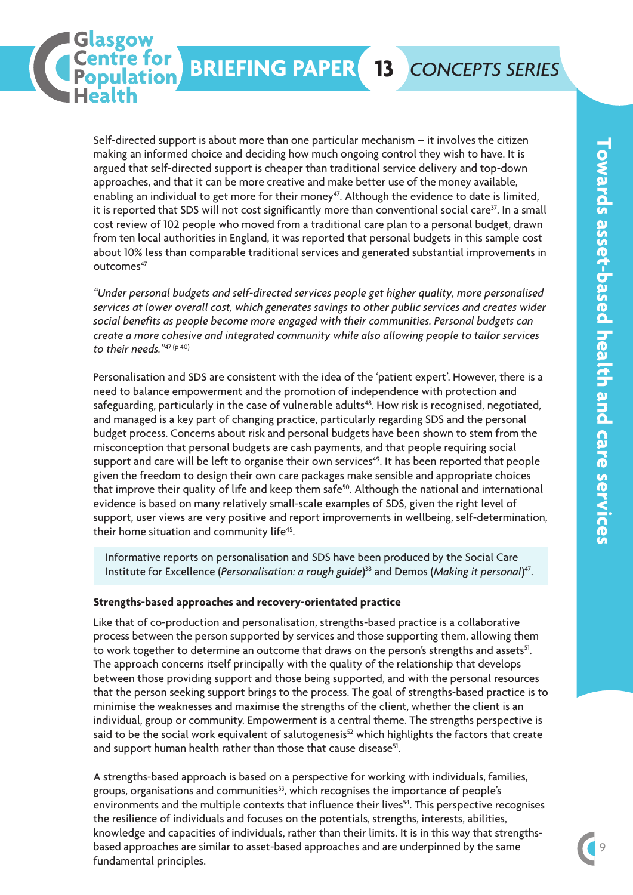Self-directed support is about more than one particular mechanism – it involves the citizen making an informed choice and deciding how much ongoing control they wish to have. It is argued that self-directed support is cheaper than traditional service delivery and top-down approaches, and that it can be more creative and make better use of the money available, enabling an individual to get more for their money[47]. Although the evidence to date is limited, it is reported that SDS will not cost significantly more than conventional social care[37]. In a small cost review of 102 people who moved from a traditional care plan to a personal budget, drawn from ten local authorities in England, it was reported that personal budgets in this sample cost about 10% less than comparable traditional services and generated substantial improvements in outcomes[47]

*"Under personal budgets and self-directed services people get higher quality, more personalised services at lower overall cost, which generates savings to other public services and creates wider social benefits as people become more engaged with their communities. Personal budgets can create a more cohesive and integrated community while also allowing people to tailor services to their needs."*[47 (p 40)]

Personalisation and SDS are consistent with the idea of the 'patient expert'. However, there is a need to balance empowerment and the promotion of independence with protection and safeguarding, particularly in the case of vulnerable adults[48]. How risk is recognised, negotiated, and managed is a key part of changing practice, particularly regarding SDS and the personal budget process. Concerns about risk and personal budgets have been shown to stem from the misconception that personal budgets are cash payments, and that people requiring social support and care will be left to organise their own services[49]. It has been reported that people given the freedom to design their own care packages make sensible and appropriate choices that improve their quality of life and keep them safe[50]. Although the national and international evidence is based on many relatively small-scale examples of SDS, given the right level of support, user views are very positive and report improvements in wellbeing, self-determination, their home situation and community life[45].

Informative reports on personalisation and SDS have been produced by the Social Care Institute for Excellence (*Personalisation: a rough guide*)[38] and Demos (*Making it personal*)[47].

### Strengths-based approaches and recovery-orientated practice

Like that of co-production and personalisation, strengths-based practice is a collaborative process between the person supported by services and those supporting them, allowing them to work together to determine an outcome that draws on the person's strengths and assets[51]. The approach concerns itself principally with the quality of the relationship that develops between those providing support and those being supported, and with the personal resources that the person seeking support brings to the process. The goal of strengths-based practice is to minimise the weaknesses and maximise the strengths of the client, whether the client is an individual, group or community. Empowerment is a central theme. The strengths perspective is said to be the social work equivalent of salutogenesis[52] which highlights the factors that create and support human health rather than those that cause disease[51].

A strengths-based approach is based on a perspective for working with individuals, families, groups, organisations and communities[53], which recognises the importance of people's environments and the multiple contexts that influence their lives[54]. This perspective recognises the resilience of individuals and focuses on the potentials, strengths, interests, abilities, knowledge and capacities of individuals, rather than their limits. It is in this way that strengths-based approaches are similar to asset-based approaches and are underpinned by the same fundamental principles.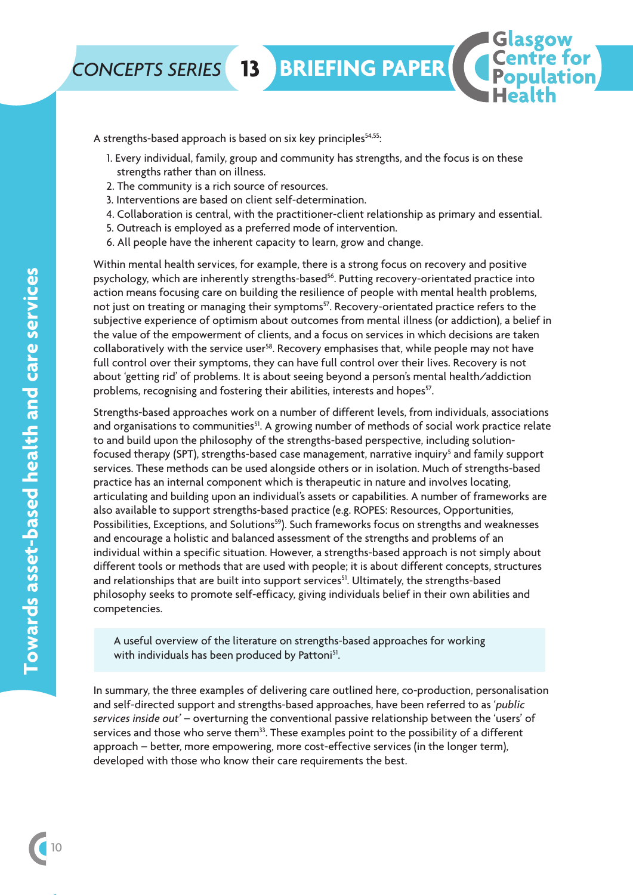A strengths-based approach is based on six key principles[54,55]:

1. Every individual, family, group and community has strengths, and the focus is on these strengths rather than on illness.
2. The community is a rich source of resources.
3. Interventions are based on client self-determination.
4. Collaboration is central, with the practitioner-client relationship as primary and essential.
5. Outreach is employed as a preferred mode of intervention.
6. All people have the inherent capacity to learn, grow and change.

Within mental health services, for example, there is a strong focus on recovery and positive psychology, which are inherently strengths-based[56]. Putting recovery-orientated practice into action means focusing care on building the resilience of people with mental health problems, not just on treating or managing their symptoms[57]. Recovery-orientated practice refers to the subjective experience of optimism about outcomes from mental illness (or addiction), a belief in the value of the empowerment of clients, and a focus on services in which decisions are taken collaboratively with the service user[58]. Recovery emphasises that, while people may not have full control over their symptoms, they can have full control over their lives. Recovery is not about 'getting rid' of problems. It is about seeing beyond a person's mental health/addiction problems, recognising and fostering their abilities, interests and hopes[57].

Strengths-based approaches work on a number of different levels, from individuals, associations and organisations to communities[51]. A growing number of methods of social work practice relate to and build upon the philosophy of the strengths-based perspective, including solution-focused therapy (SPT), strengths-based case management, narrative inquiry[5] and family support services. These methods can be used alongside others or in isolation. Much of strengths-based practice has an internal component which is therapeutic in nature and involves locating, articulating and building upon an individual's assets or capabilities. A number of frameworks are also available to support strengths-based practice (e.g. ROPES: Resources, Opportunities, Possibilities, Exceptions, and Solutions[59]). Such frameworks focus on strengths and weaknesses and encourage a holistic and balanced assessment of the strengths and problems of an individual within a specific situation. However, a strengths-based approach is not simply about different tools or methods that are used with people; it is about different concepts, structures and relationships that are built into support services[51]. Ultimately, the strengths-based philosophy seeks to promote self-efficacy, giving individuals belief in their own abilities and competencies.

> A useful overview of the literature on strengths-based approaches for working with individuals has been produced by Pattoni[51].

In summary, the three examples of delivering care outlined here, co-production, personalisation and self-directed support and strengths-based approaches, have been referred to as '*public services inside out*' – overturning the conventional passive relationship between the 'users' of services and those who serve them[33]. These examples point to the possibility of a different approach – better, more empowering, more cost-effective services (in the longer term), developed with those who know their care requirements the best.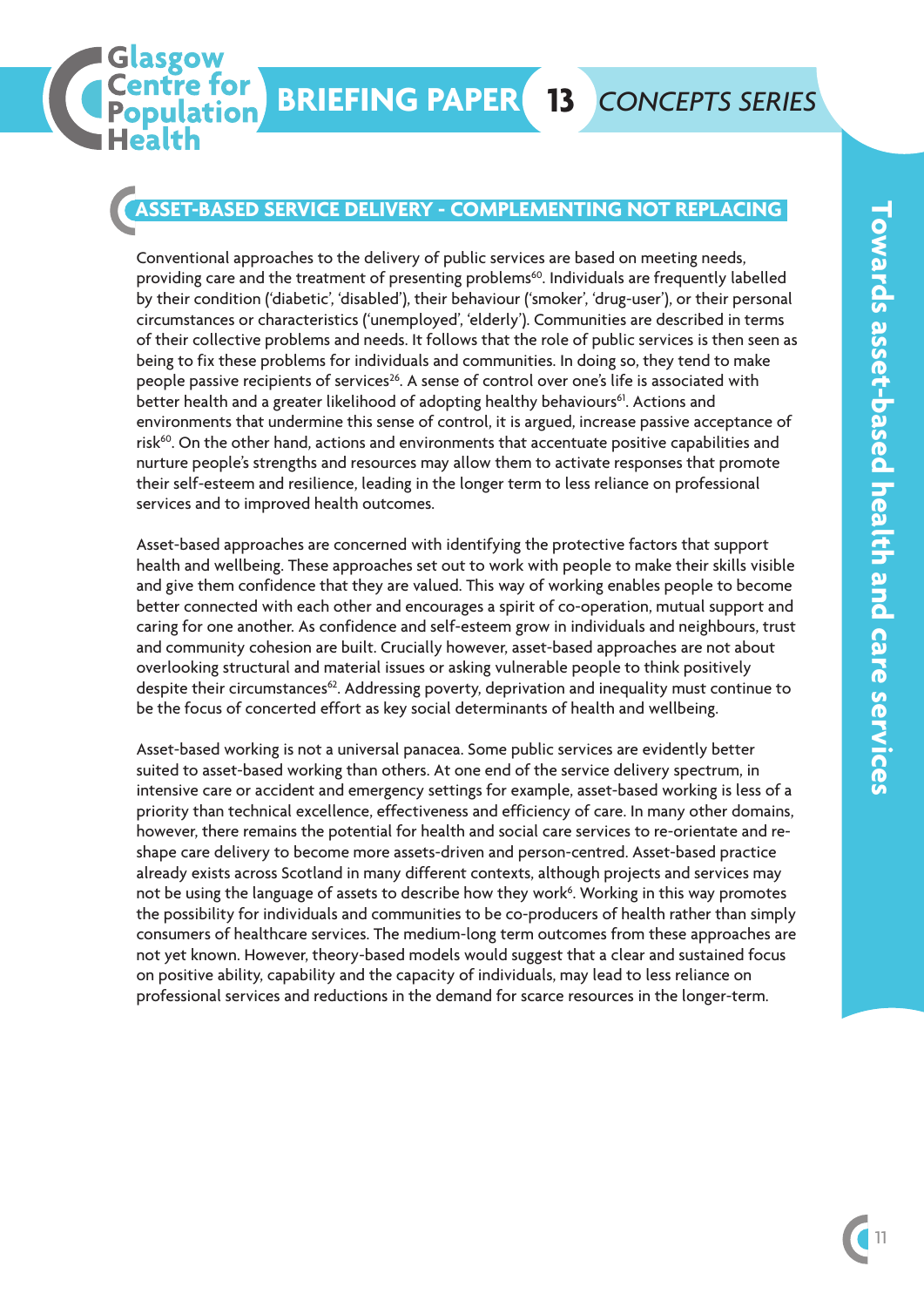## ASSET-BASED SERVICE DELIVERY - COMPLEMENTING NOT REPLACING

Conventional approaches to the delivery of public services are based on meeting needs, providing care and the treatment of presenting problems[60]. Individuals are frequently labelled by their condition ('diabetic', 'disabled'), their behaviour ('smoker', 'drug-user'), or their personal circumstances or characteristics ('unemployed', 'elderly'). Communities are described in terms of their collective problems and needs. It follows that the role of public services is then seen as being to fix these problems for individuals and communities. In doing so, they tend to make people passive recipients of services[26]. A sense of control over one's life is associated with better health and a greater likelihood of adopting healthy behaviours[61]. Actions and environments that undermine this sense of control, it is argued, increase passive acceptance of risk[60]. On the other hand, actions and environments that accentuate positive capabilities and nurture people's strengths and resources may allow them to activate responses that promote their self-esteem and resilience, leading in the longer term to less reliance on professional services and to improved health outcomes.

Asset-based approaches are concerned with identifying the protective factors that support health and wellbeing. These approaches set out to work with people to make their skills visible and give them confidence that they are valued. This way of working enables people to become better connected with each other and encourages a spirit of co-operation, mutual support and caring for one another. As confidence and self-esteem grow in individuals and neighbours, trust and community cohesion are built. Crucially however, asset-based approaches are not about overlooking structural and material issues or asking vulnerable people to think positively despite their circumstances[62]. Addressing poverty, deprivation and inequality must continue to be the focus of concerted effort as key social determinants of health and wellbeing.

Asset-based working is not a universal panacea. Some public services are evidently better suited to asset-based working than others. At one end of the service delivery spectrum, in intensive care or accident and emergency settings for example, asset-based working is less of a priority than technical excellence, effectiveness and efficiency of care. In many other domains, however, there remains the potential for health and social care services to re-orientate and re-shape care delivery to become more assets-driven and person-centred. Asset-based practice already exists across Scotland in many different contexts, although projects and services may not be using the language of assets to describe how they work[6]. Working in this way promotes the possibility for individuals and communities to be co-producers of health rather than simply consumers of healthcare services. The medium-long term outcomes from these approaches are not yet known. However, theory-based models would suggest that a clear and sustained focus on positive ability, capability and the capacity of individuals, may lead to less reliance on professional services and reductions in the demand for scarce resources in the longer-term.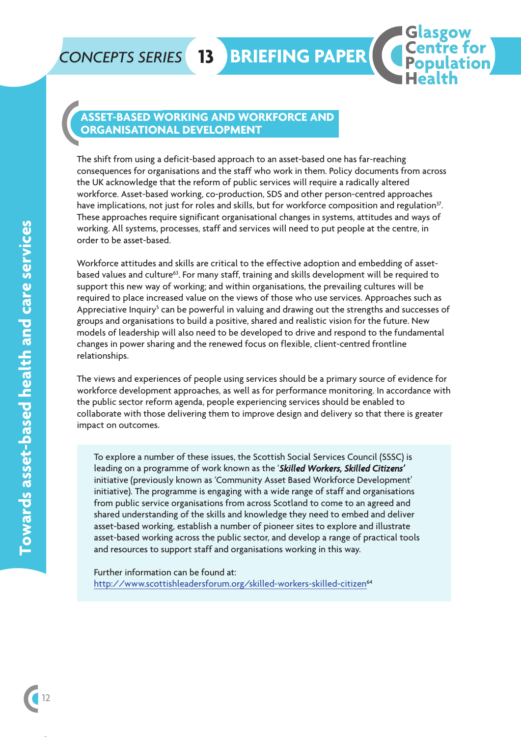## ASSET-BASED WORKING AND WORKFORCE AND ORGANISATIONAL DEVELOPMENT

The shift from using a deficit-based approach to an asset-based one has far-reaching consequences for organisations and the staff who work in them. Policy documents from across the UK acknowledge that the reform of public services will require a radically altered workforce. Asset-based working, co-production, SDS and other person-centred approaches have implications, not just for roles and skills, but for workforce composition and regulation[37]. These approaches require significant organisational changes in systems, attitudes and ways of working. All systems, processes, staff and services will need to put people at the centre, in order to be asset-based.

Workforce attitudes and skills are critical to the effective adoption and embedding of asset-based values and culture[63]. For many staff, training and skills development will be required to support this new way of working; and within organisations, the prevailing cultures will be required to place increased value on the views of those who use services. Approaches such as Appreciative Inquiry[5] can be powerful in valuing and drawing out the strengths and successes of groups and organisations to build a positive, shared and realistic vision for the future. New models of leadership will also need to be developed to drive and respond to the fundamental changes in power sharing and the renewed focus on flexible, client-centred frontline relationships.

The views and experiences of people using services should be a primary source of evidence for workforce development approaches, as well as for performance monitoring. In accordance with the public sector reform agenda, people experiencing services should be enabled to collaborate with those delivering them to improve design and delivery so that there is greater impact on outcomes.

> To explore a number of these issues, the Scottish Social Services Council (SSSC) is leading on a programme of work known as the '***Skilled Workers, Skilled Citizens'*** initiative (previously known as 'Community Asset Based Workforce Development' initiative). The programme is engaging with a wide range of staff and organisations from public service organisations from across Scotland to come to an agreed and shared understanding of the skills and knowledge they need to embed and deliver asset-based working, establish a number of pioneer sites to explore and illustrate asset-based working across the public sector, and develop a range of practical tools and resources to support staff and organisations working in this way.
>
> Further information can be found at: http://www.scottishleadersforum.org/skilled-workers-skilled-citizen[64]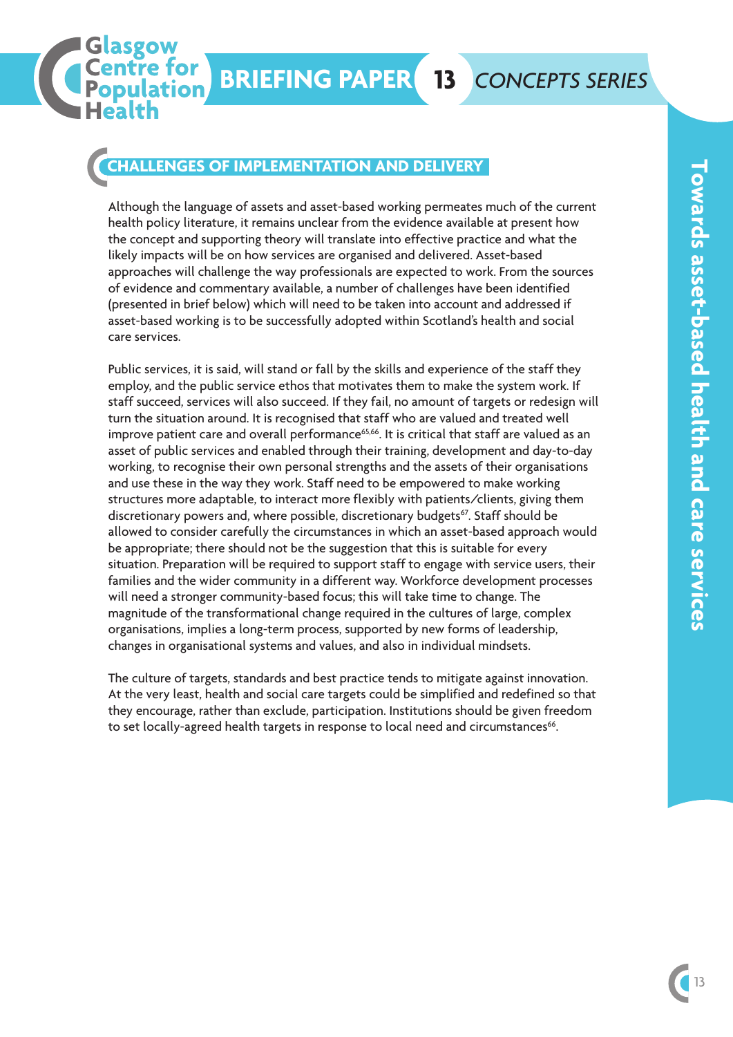## CHALLENGES OF IMPLEMENTATION AND DELIVERY

Although the language of assets and asset-based working permeates much of the current health policy literature, it remains unclear from the evidence available at present how the concept and supporting theory will translate into effective practice and what the likely impacts will be on how services are organised and delivered. Asset-based approaches will challenge the way professionals are expected to work. From the sources of evidence and commentary available, a number of challenges have been identified (presented in brief below) which will need to be taken into account and addressed if asset-based working is to be successfully adopted within Scotland's health and social care services.

Public services, it is said, will stand or fall by the skills and experience of the staff they employ, and the public service ethos that motivates them to make the system work. If staff succeed, services will also succeed. If they fail, no amount of targets or redesign will turn the situation around. It is recognised that staff who are valued and treated well improve patient care and overall performance[65,66]. It is critical that staff are valued as an asset of public services and enabled through their training, development and day-to-day working, to recognise their own personal strengths and the assets of their organisations and use these in the way they work. Staff need to be empowered to make working structures more adaptable, to interact more flexibly with patients/clients, giving them discretionary powers and, where possible, discretionary budgets[67]. Staff should be allowed to consider carefully the circumstances in which an asset-based approach would be appropriate; there should not be the suggestion that this is suitable for every situation. Preparation will be required to support staff to engage with service users, their families and the wider community in a different way. Workforce development processes will need a stronger community-based focus; this will take time to change. The magnitude of the transformational change required in the cultures of large, complex organisations, implies a long-term process, supported by new forms of leadership, changes in organisational systems and values, and also in individual mindsets.

The culture of targets, standards and best practice tends to mitigate against innovation. At the very least, health and social care targets could be simplified and redefined so that they encourage, rather than exclude, participation. Institutions should be given freedom to set locally-agreed health targets in response to local need and circumstances[66].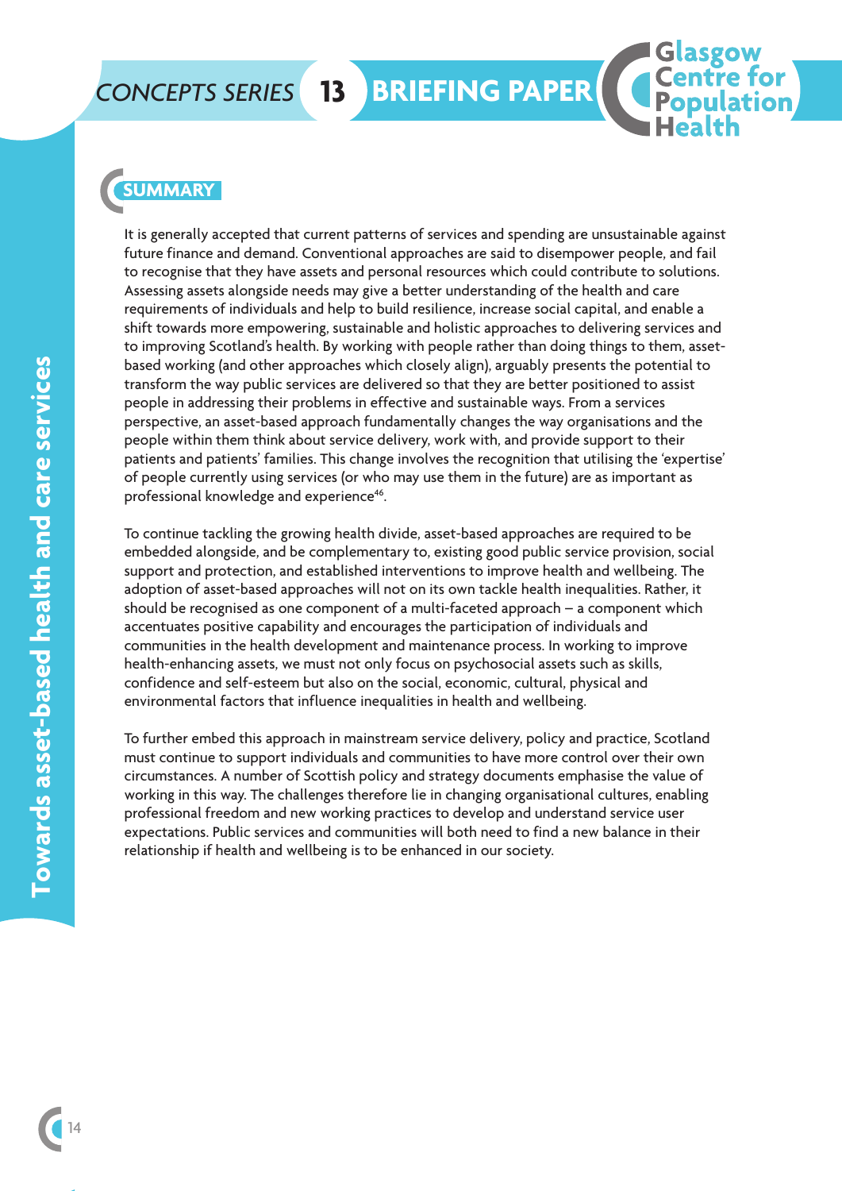## SUMMARY

It is generally accepted that current patterns of services and spending are unsustainable against future finance and demand. Conventional approaches are said to disempower people, and fail to recognise that they have assets and personal resources which could contribute to solutions. Assessing assets alongside needs may give a better understanding of the health and care requirements of individuals and help to build resilience, increase social capital, and enable a shift towards more empowering, sustainable and holistic approaches to delivering services and to improving Scotland's health. By working with people rather than doing things to them, asset-based working (and other approaches which closely align), arguably presents the potential to transform the way public services are delivered so that they are better positioned to assist people in addressing their problems in effective and sustainable ways. From a services perspective, an asset-based approach fundamentally changes the way organisations and the people within them think about service delivery, work with, and provide support to their patients and patients' families. This change involves the recognition that utilising the 'expertise' of people currently using services (or who may use them in the future) are as important as professional knowledge and experience[46].

To continue tackling the growing health divide, asset-based approaches are required to be embedded alongside, and be complementary to, existing good public service provision, social support and protection, and established interventions to improve health and wellbeing. The adoption of asset-based approaches will not on its own tackle health inequalities. Rather, it should be recognised as one component of a multi-faceted approach – a component which accentuates positive capability and encourages the participation of individuals and communities in the health development and maintenance process. In working to improve health-enhancing assets, we must not only focus on psychosocial assets such as skills, confidence and self-esteem but also on the social, economic, cultural, physical and environmental factors that influence inequalities in health and wellbeing.

To further embed this approach in mainstream service delivery, policy and practice, Scotland must continue to support individuals and communities to have more control over their own circumstances. A number of Scottish policy and strategy documents emphasise the value of working in this way. The challenges therefore lie in changing organisational cultures, enabling professional freedom and new working practices to develop and understand service user expectations. Public services and communities will both need to find a new balance in their relationship if health and wellbeing is to be enhanced in our society.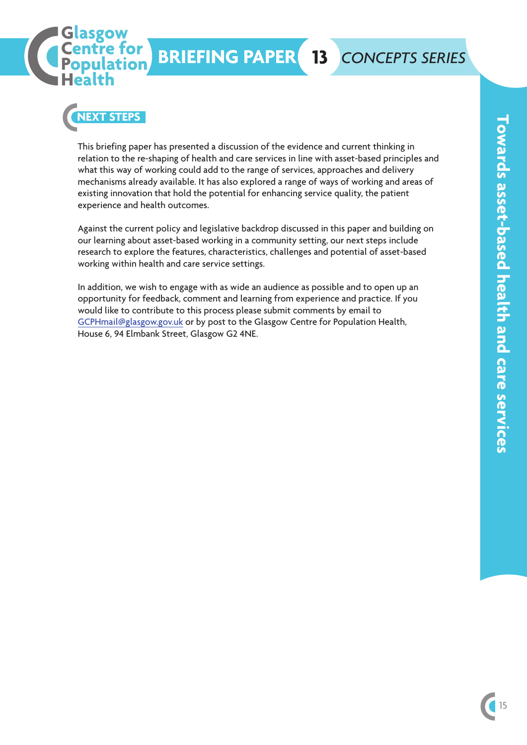## NEXT STEPS

This briefing paper has presented a discussion of the evidence and current thinking in relation to the re-shaping of health and care services in line with asset-based principles and what this way of working could add to the range of services, approaches and delivery mechanisms already available. It has also explored a range of ways of working and areas of existing innovation that hold the potential for enhancing service quality, the patient experience and health outcomes.

Against the current policy and legislative backdrop discussed in this paper and building on our learning about asset-based working in a community setting, our next steps include research to explore the features, characteristics, challenges and potential of asset-based working within health and care service settings.

In addition, we wish to engage with as wide an audience as possible and to open up an opportunity for feedback, comment and learning from experience and practice. If you would like to contribute to this process please submit comments by email to GCPHmail@glasgow.gov.uk or by post to the Glasgow Centre for Population Health, House 6, 94 Elmbank Street, Glasgow G2 4NE.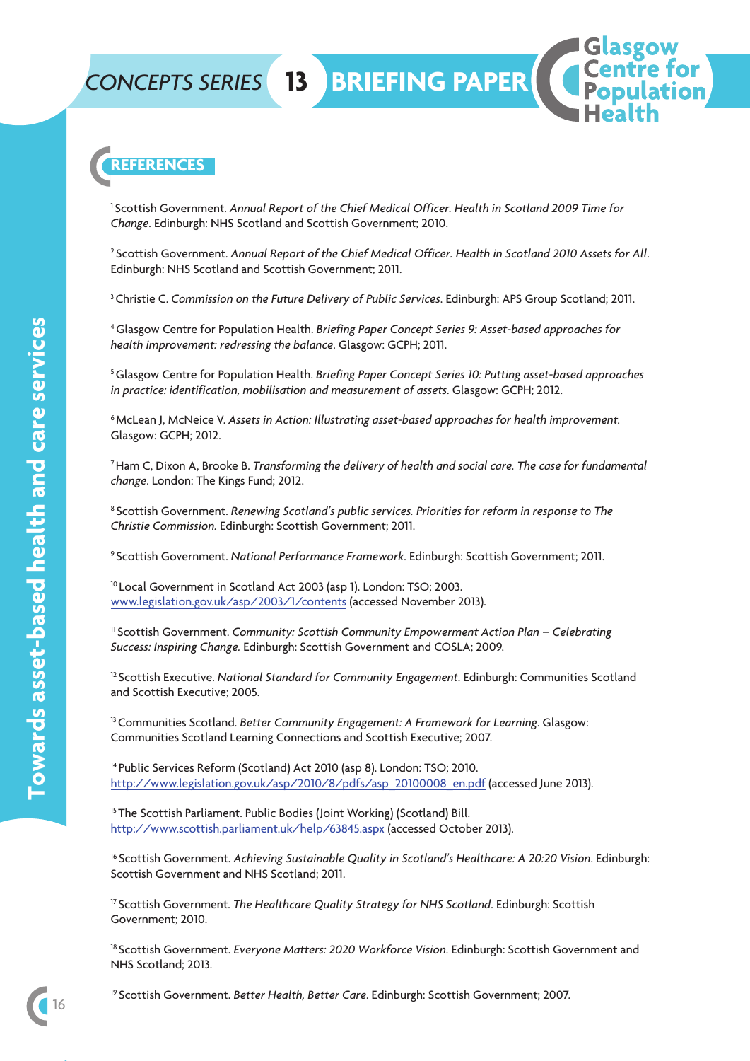## REFERENCES

[1] Scottish Government. *Annual Report of the Chief Medical Officer. Health in Scotland 2009 Time for Change*. Edinburgh: NHS Scotland and Scottish Government; 2010.

[2] Scottish Government. *Annual Report of the Chief Medical Officer. Health in Scotland 2010 Assets for All*. Edinburgh: NHS Scotland and Scottish Government; 2011.

[3] Christie C. *Commission on the Future Delivery of Public Services*. Edinburgh: APS Group Scotland; 2011.

[4] Glasgow Centre for Population Health. *Briefing Paper Concept Series 9: Asset-based approaches for health improvement: redressing the balance*. Glasgow: GCPH; 2011.

[5] Glasgow Centre for Population Health. *Briefing Paper Concept Series 10: Putting asset-based approaches in practice: identification, mobilisation and measurement of assets*. Glasgow: GCPH; 2012.

[6] McLean J, McNeice V. *Assets in Action: Illustrating asset-based approaches for health improvement*. Glasgow: GCPH; 2012.

[7] Ham C, Dixon A, Brooke B. *Transforming the delivery of health and social care. The case for fundamental change*. London: The Kings Fund; 2012.

[8] Scottish Government. *Renewing Scotland's public services. Priorities for reform in response to The Christie Commission*. Edinburgh: Scottish Government; 2011.

[9] Scottish Government. *National Performance Framework*. Edinburgh: Scottish Government; 2011.

[10] Local Government in Scotland Act 2003 (asp 1). London: TSO; 2003. www.legislation.gov.uk/asp/2003/1/contents (accessed November 2013).

[11] Scottish Government. *Community: Scottish Community Empowerment Action Plan – Celebrating Success: Inspiring Change*. Edinburgh: Scottish Government and COSLA; 2009.

[12] Scottish Executive. *National Standard for Community Engagement*. Edinburgh: Communities Scotland and Scottish Executive; 2005.

[13] Communities Scotland. *Better Community Engagement: A Framework for Learning*. Glasgow: Communities Scotland Learning Connections and Scottish Executive; 2007.

[14] Public Services Reform (Scotland) Act 2010 (asp 8). London: TSO; 2010. http://www.legislation.gov.uk/asp/2010/8/pdfs/asp_20100008_en.pdf (accessed June 2013).

[15] The Scottish Parliament. Public Bodies (Joint Working) (Scotland) Bill. http://www.scottish.parliament.uk/help/63845.aspx (accessed October 2013).

[16] Scottish Government. *Achieving Sustainable Quality in Scotland's Healthcare: A 20:20 Vision*. Edinburgh: Scottish Government and NHS Scotland; 2011.

[17] Scottish Government. *The Healthcare Quality Strategy for NHS Scotland*. Edinburgh: Scottish Government; 2010.

[18] Scottish Government. *Everyone Matters: 2020 Workforce Vision*. Edinburgh: Scottish Government and NHS Scotland; 2013.

[19] Scottish Government. *Better Health, Better Care*. Edinburgh: Scottish Government; 2007.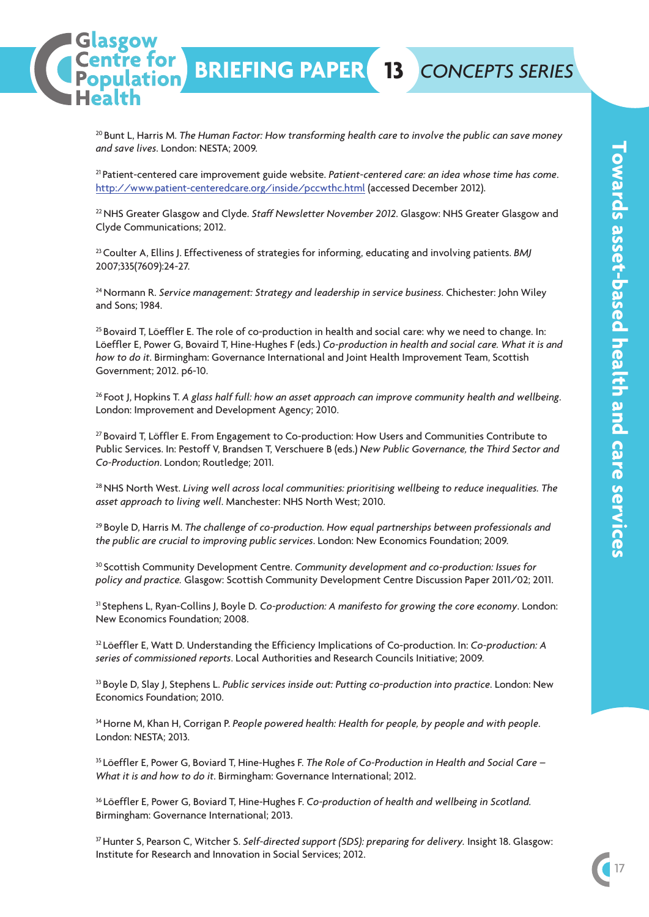[20] Bunt L, Harris M. *The Human Factor: How transforming health care to involve the public can save money and save lives*. London: NESTA; 2009.

[21] Patient-centered care improvement guide website. *Patient-centered care: an idea whose time has come*. http://www.patient-centeredcare.org/inside/pccwthc.html (accessed December 2012).

[22] NHS Greater Glasgow and Clyde. *Staff Newsletter November 2012*. Glasgow: NHS Greater Glasgow and Clyde Communications; 2012.

[23] Coulter A, Ellins J. Effectiveness of strategies for informing, educating and involving patients. *BMJ* 2007;335(7609):24-27.

[24] Normann R. *Service management: Strategy and leadership in service business*. Chichester: John Wiley and Sons; 1984.

[25] Bovaird T, Löeffler E. The role of co-production in health and social care: why we need to change. In: Löeffler E, Power G, Bovaird T, Hine-Hughes F (eds.) *Co-production in health and social care. What it is and how to do it*. Birmingham: Governance International and Joint Health Improvement Team, Scottish Government; 2012. p6-10.

[26] Foot J, Hopkins T. *A glass half full: how an asset approach can improve community health and wellbeing*. London: Improvement and Development Agency; 2010.

[27] Bovaird T, Löffler E. From Engagement to Co-production: How Users and Communities Contribute to Public Services. In: Pestoff V, Brandsen T, Verschuere B (eds.) *New Public Governance, the Third Sector and Co-Production*. London; Routledge; 2011.

[28] NHS North West. *Living well across local communities: prioritising wellbeing to reduce inequalities. The asset approach to living well*. Manchester: NHS North West; 2010.

[29] Boyle D, Harris M. *The challenge of co-production. How equal partnerships between professionals and the public are crucial to improving public services*. London: New Economics Foundation; 2009.

[30] Scottish Community Development Centre. *Community development and co-production: Issues for policy and practice.* Glasgow: Scottish Community Development Centre Discussion Paper 2011/02; 2011.

[31] Stephens L, Ryan-Collins J, Boyle D. *Co-production: A manifesto for growing the core economy*. London: New Economics Foundation; 2008.

[32] Löeffler E, Watt D. Understanding the Efficiency Implications of Co-production. In: *Co-production: A series of commissioned reports*. Local Authorities and Research Councils Initiative; 2009.

[33] Boyle D, Slay J, Stephens L. *Public services inside out: Putting co-production into practice*. London: New Economics Foundation; 2010.

[34] Horne M, Khan H, Corrigan P. *People powered health: Health for people, by people and with people*. London: NESTA; 2013.

[35] Löeffler E, Power G, Boviard T, Hine-Hughes F. *The Role of Co-Production in Health and Social Care – What it is and how to do it*. Birmingham: Governance International; 2012.

[36] Löeffler E, Power G, Boviard T, Hine-Hughes F. *Co-production of health and wellbeing in Scotland.* Birmingham: Governance International; 2013.

[37] Hunter S, Pearson C, Witcher S. *Self-directed support (SDS): preparing for delivery.* Insight 18. Glasgow: Institute for Research and Innovation in Social Services; 2012.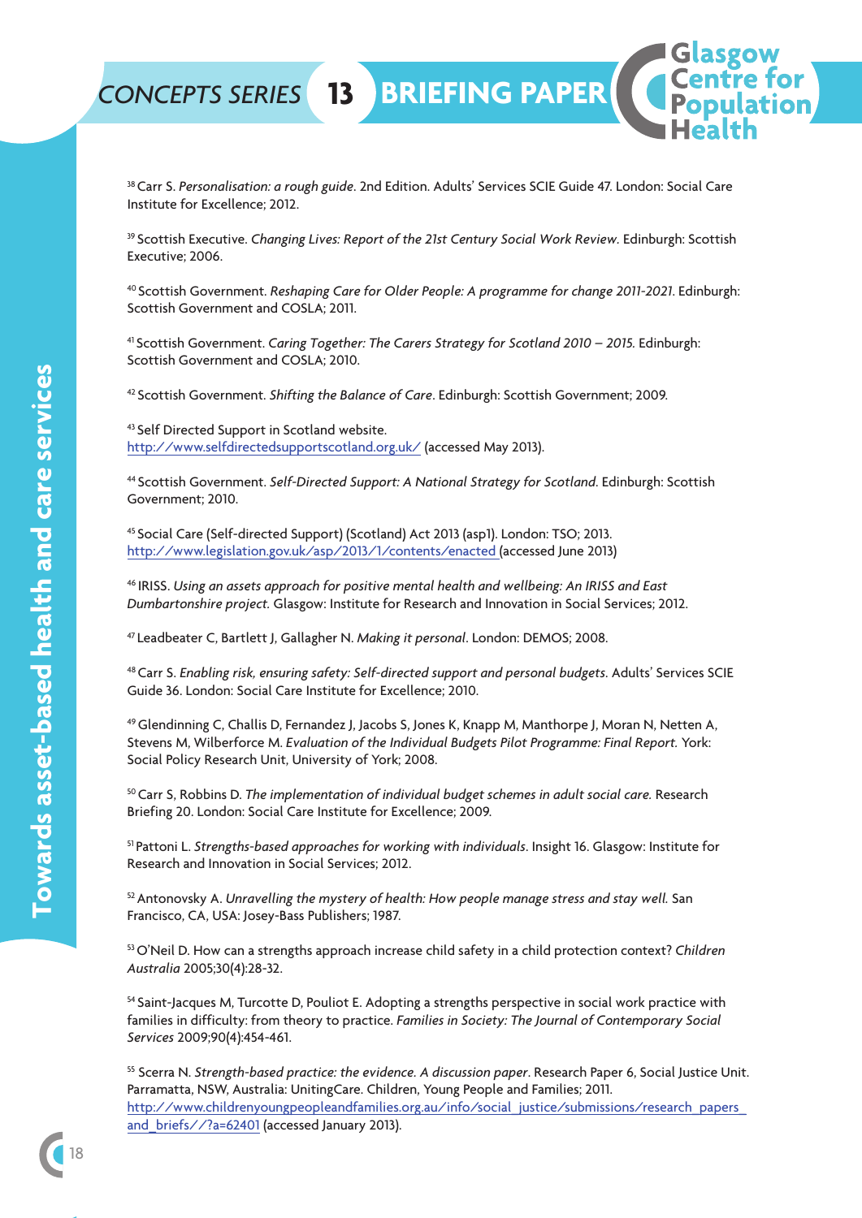[38] Carr S. *Personalisation: a rough guide*. 2nd Edition. Adults' Services SCIE Guide 47. London: Social Care Institute for Excellence; 2012.

[39] Scottish Executive. *Changing Lives: Report of the 21st Century Social Work Review*. Edinburgh: Scottish Executive; 2006.

[40] Scottish Government. *Reshaping Care for Older People: A programme for change 2011-2021*. Edinburgh: Scottish Government and COSLA; 2011.

[41] Scottish Government. *Caring Together: The Carers Strategy for Scotland 2010 – 2015*. Edinburgh: Scottish Government and COSLA; 2010.

[42] Scottish Government. *Shifting the Balance of Care*. Edinburgh: Scottish Government; 2009.

[43] Self Directed Support in Scotland website. http://www.selfdirectedsupportscotland.org.uk/ (accessed May 2013).

[44] Scottish Government. *Self-Directed Support: A National Strategy for Scotland*. Edinburgh: Scottish Government; 2010.

[45] Social Care (Self-directed Support) (Scotland) Act 2013 (asp1). London: TSO; 2013. http://www.legislation.gov.uk/asp/2013/1/contents/enacted (accessed June 2013)

[46] IRISS. *Using an assets approach for positive mental health and wellbeing: An IRISS and East Dumbartonshire project*. Glasgow: Institute for Research and Innovation in Social Services; 2012.

[47] Leadbeater C, Bartlett J, Gallagher N. *Making it personal*. London: DEMOS; 2008.

[48] Carr S. *Enabling risk, ensuring safety: Self-directed support and personal budgets*. Adults' Services SCIE Guide 36. London: Social Care Institute for Excellence; 2010.

[49] Glendinning C, Challis D, Fernandez J, Jacobs S, Jones K, Knapp M, Manthorpe J, Moran N, Netten A, Stevens M, Wilberforce M. *Evaluation of the Individual Budgets Pilot Programme: Final Report*. York: Social Policy Research Unit, University of York; 2008.

[50] Carr S, Robbins D. *The implementation of individual budget schemes in adult social care*. Research Briefing 20. London: Social Care Institute for Excellence; 2009.

[51] Pattoni L. *Strengths-based approaches for working with individuals*. Insight 16. Glasgow: Institute for Research and Innovation in Social Services; 2012.

[52] Antonovsky A. *Unravelling the mystery of health: How people manage stress and stay well*. San Francisco, CA, USA: Josey-Bass Publishers; 1987.

[53] O'Neil D. How can a strengths approach increase child safety in a child protection context? *Children Australia* 2005;30(4):28-32.

[54] Saint-Jacques M, Turcotte D, Pouliot E. Adopting a strengths perspective in social work practice with families in difficulty: from theory to practice. *Families in Society: The Journal of Contemporary Social Services* 2009;90(4):454-461.

[55] Scerra N. *Strength-based practice: the evidence. A discussion paper*. Research Paper 6, Social Justice Unit. Parramatta, NSW, Australia: UnitingCare. Children, Young People and Families; 2011. http://www.childrenyoungpeopleandfamilies.org.au/info/social_justice/submissions/research_papers_and_briefs//?a=62401 (accessed January 2013).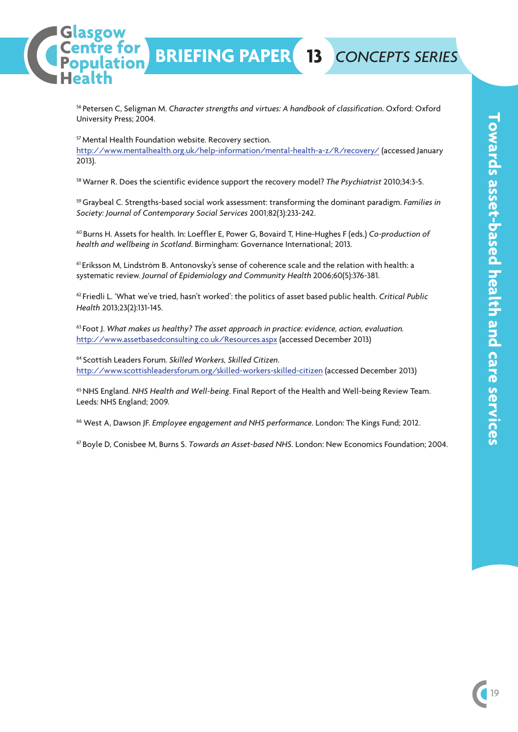[56] Petersen C, Seligman M. *Character strengths and virtues: A handbook of classification*. Oxford: Oxford University Press; 2004.

[57] Mental Health Foundation website. Recovery section. http://www.mentalhealth.org.uk/help-information/mental-health-a-z/R/recovery/ (accessed January 2013).

[58] Warner R. Does the scientific evidence support the recovery model? *The Psychiatrist* 2010;34:3-5.

[59] Graybeal C. Strengths-based social work assessment: transforming the dominant paradigm. *Families in Society: Journal of Contemporary Social Services* 2001;82(3):233-242.

[60] Burns H. Assets for health. In: Loeffler E, Power G, Bovaird T, Hine-Hughes F (eds.) *Co-production of health and wellbeing in Scotland*. Birmingham: Governance International; 2013.

[61] Eriksson M, Lindström B. Antonovsky's sense of coherence scale and the relation with health: a systematic review. *Journal of Epidemiology and Community Health* 2006;60(5):376-381.

[62] Friedli L. 'What we've tried, hasn't worked': the politics of asset based public health. *Critical Public Health* 2013;23(2):131-145.

[63] Foot J. *What makes us healthy? The asset approach in practice: evidence, action, evaluation.* http://www.assetbasedconsulting.co.uk/Resources.aspx (accessed December 2013)

[64] Scottish Leaders Forum. *Skilled Workers, Skilled Citizen*. http://www.scottishleadersforum.org/skilled-workers-skilled-citizen (accessed December 2013)

[65] NHS England. *NHS Health and Well-being*. Final Report of the Health and Well-being Review Team. Leeds: NHS England; 2009.

[66] West A, Dawson JF. *Employee engagement and NHS performance*. London: The Kings Fund; 2012.

[67] Boyle D, Conisbee M, Burns S. *Towards an Asset-based NHS*. London: New Economics Foundation; 2004.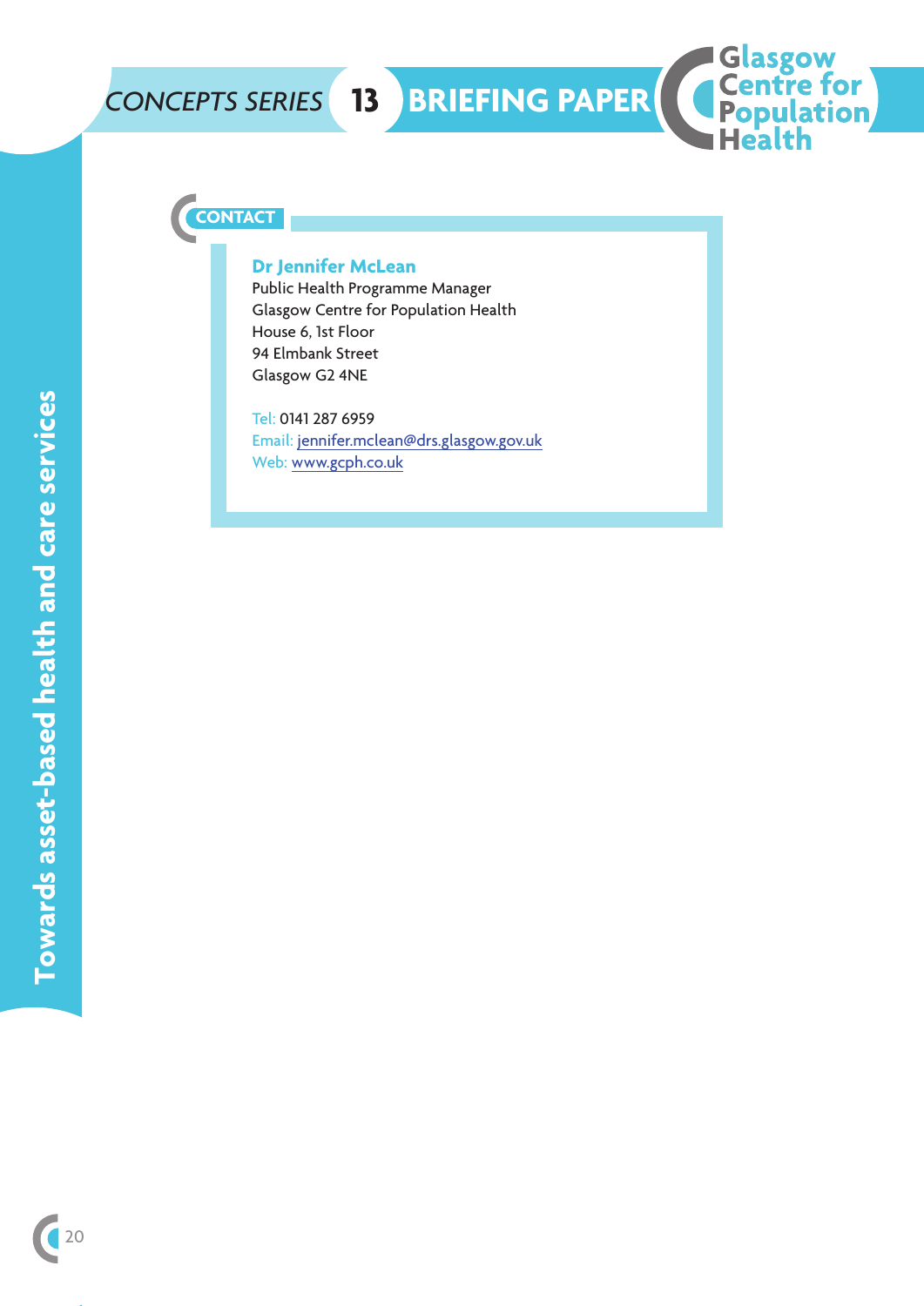## CONTACT

**Dr Jennifer McLean**
Public Health Programme Manager
Glasgow Centre for Population Health
House 6, 1st Floor
94 Elmbank Street
Glasgow G2 4NE

Tel: 0141 287 6959
Email: jennifer.mclean@drs.glasgow.gov.uk
Web: www.gcph.co.uk